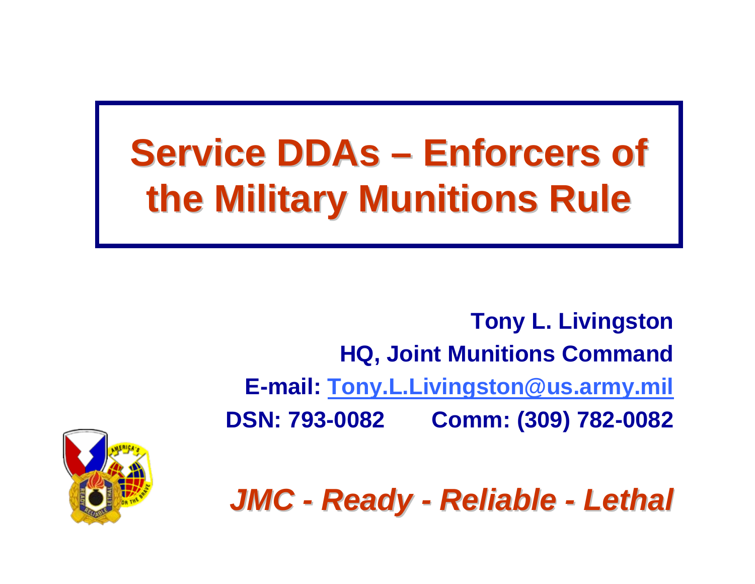# Service DDAs – Enforcers of the Military Munitions Rule

**Tony L. Livingston**

**HQ, Joint Munitions Command**

**E-mail: Tony.L.Livingston@us.army.mil**

**DSN: 793-0082 Comm: (309) 782-0082**

***JMC - Ready - Reliable - Lethal***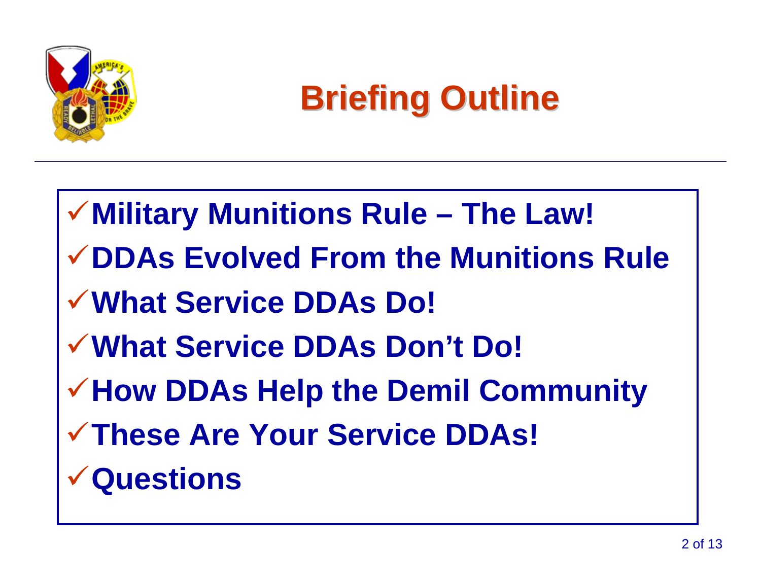# Briefing Outline

- ✓ **Military Munitions Rule – The Law!**
- ✓ **DDAs Evolved From the Munitions Rule**
- ✓ **What Service DDAs Do!**
- ✓ **What Service DDAs Don't Do!**
- ✓ **How DDAs Help the Demil Community**
- ✓ **These Are Your Service DDAs!**
- ✓ **Questions**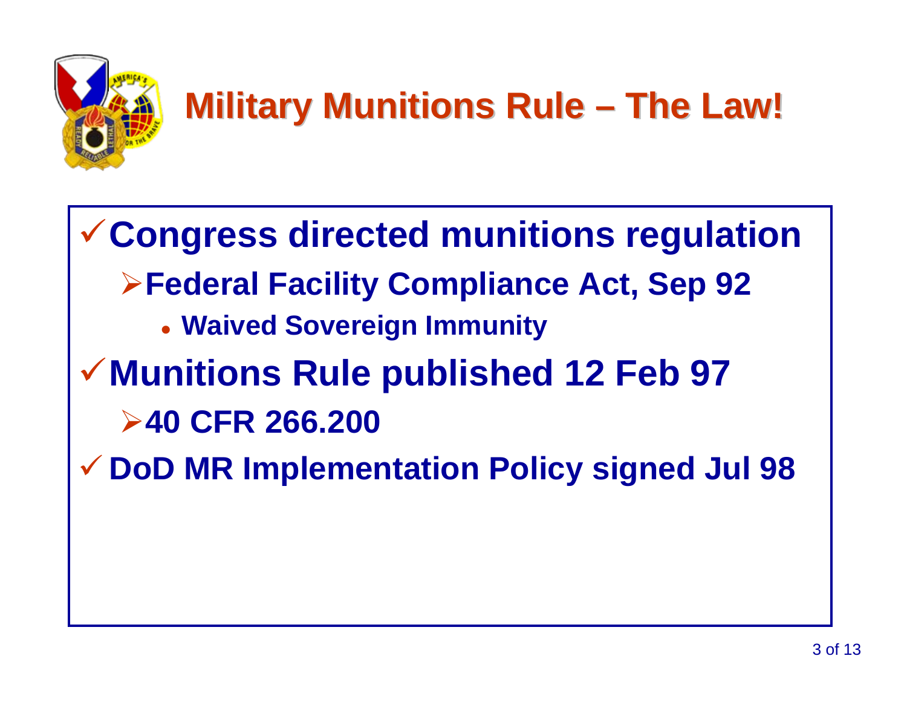# Military Munitions Rule – The Law!

- ✓ **Congress directed munitions regulation**
  - ➢ **Federal Facility Compliance Act, Sep 92**
    - **Waived Sovereign Immunity**
- ✓ **Munitions Rule published 12 Feb 97**
  - ➢ **40 CFR 266.200**
- ✓ **DoD MR Implementation Policy signed Jul 98**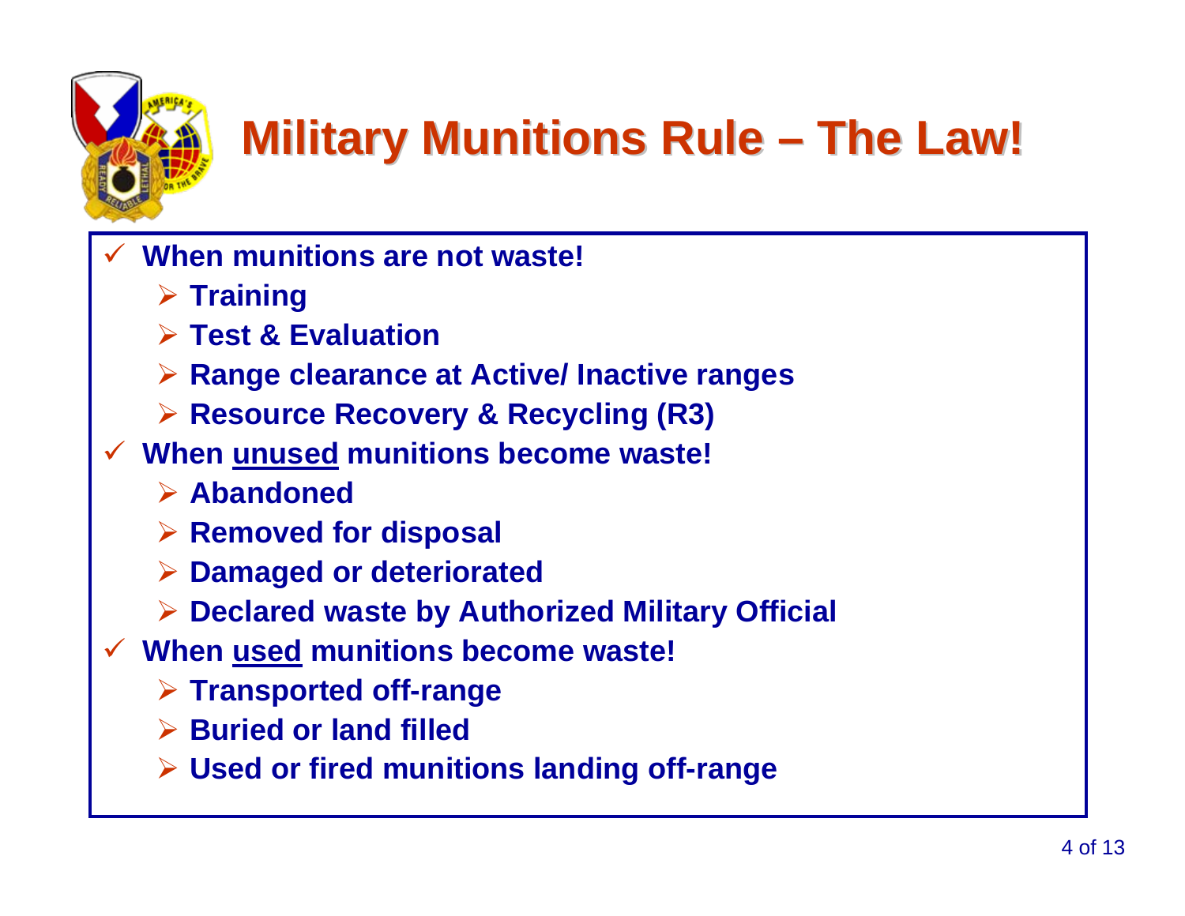# Military Munitions Rule – The Law!

- **When munitions are not waste!**
  - **Training**
  - **Test & Evaluation**
  - **Range clearance at Active/ Inactive ranges**
  - **Resource Recovery & Recycling (R3)**
- **When <u>unused</u> munitions become waste!**
  - **Abandoned**
  - **Removed for disposal**
  - **Damaged or deteriorated**
  - **Declared waste by Authorized Military Official**
- **When <u>used</u> munitions become waste!**
  - **Transported off-range**
  - **Buried or land filled**
  - **Used or fired munitions landing off-range**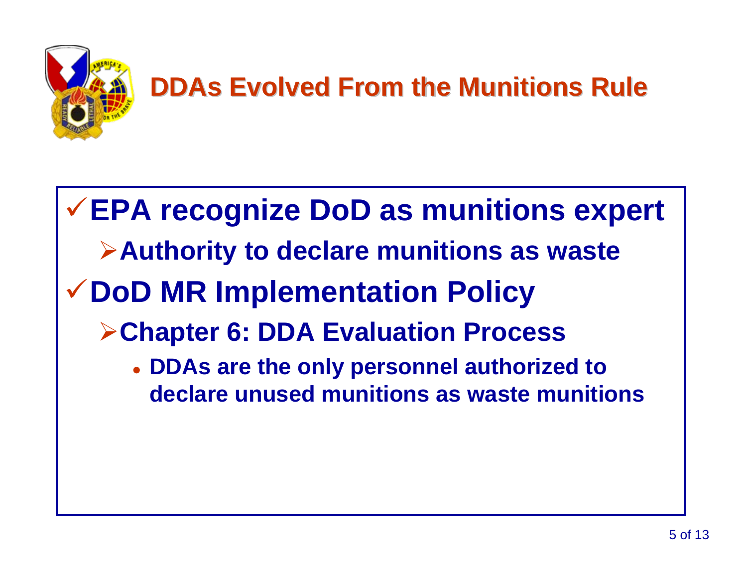# DDAs Evolved From the Munitions Rule

- ✓ **EPA recognize DoD as munitions expert**
  - ➢ **Authority to declare munitions as waste**
- ✓ **DoD MR Implementation Policy**
  - ➢ **Chapter 6: DDA Evaluation Process**
    - **DDAs are the only personnel authorized to declare unused munitions as waste munitions**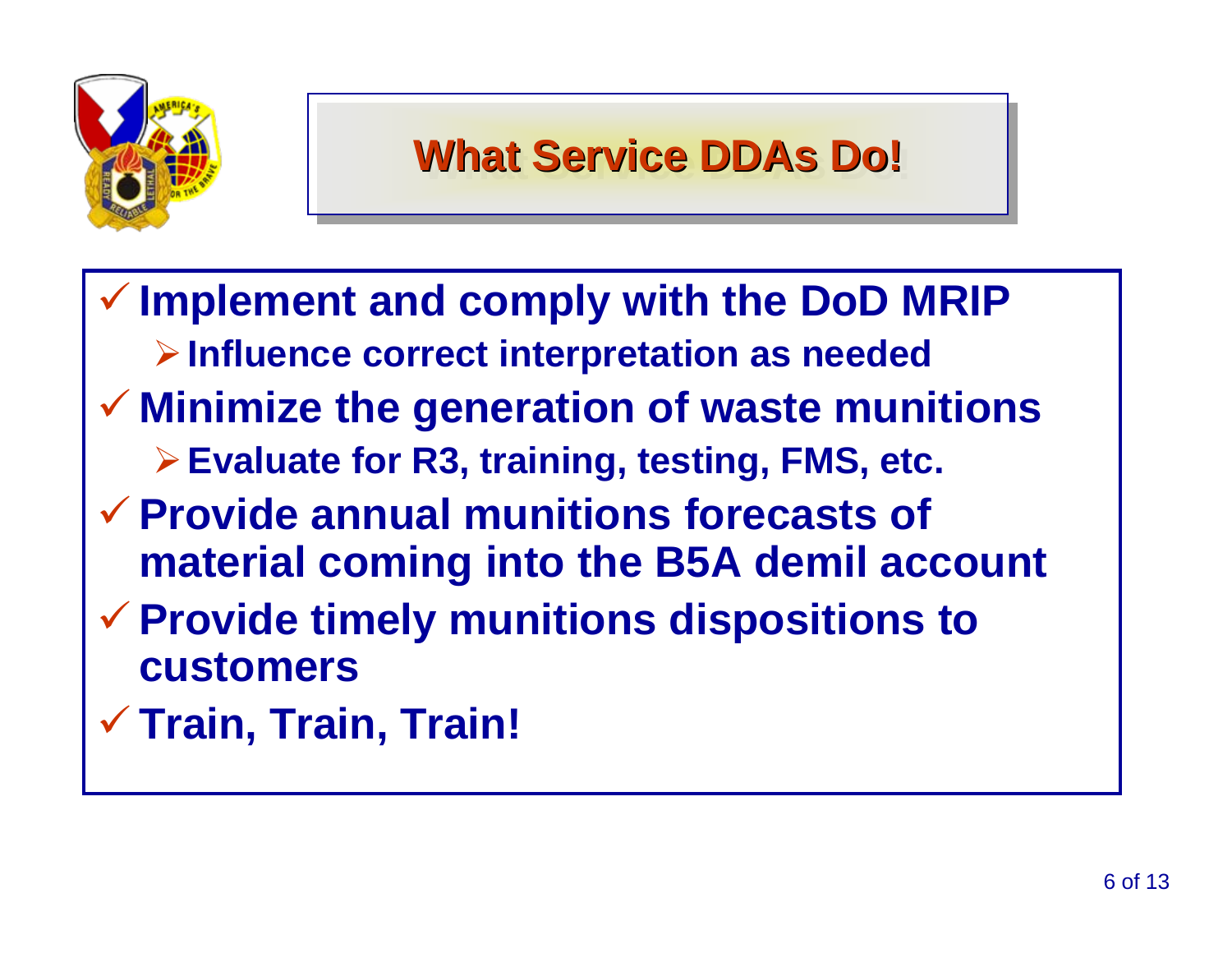# What Service DDAs Do!

- Implement and comply with the DoD MRIP
  - Influence correct interpretation as needed
- Minimize the generation of waste munitions
  - Evaluate for R3, training, testing, FMS, etc.
- Provide annual munitions forecasts of material coming into the B5A demil account
- Provide timely munitions dispositions to customers
- Train, Train, Train!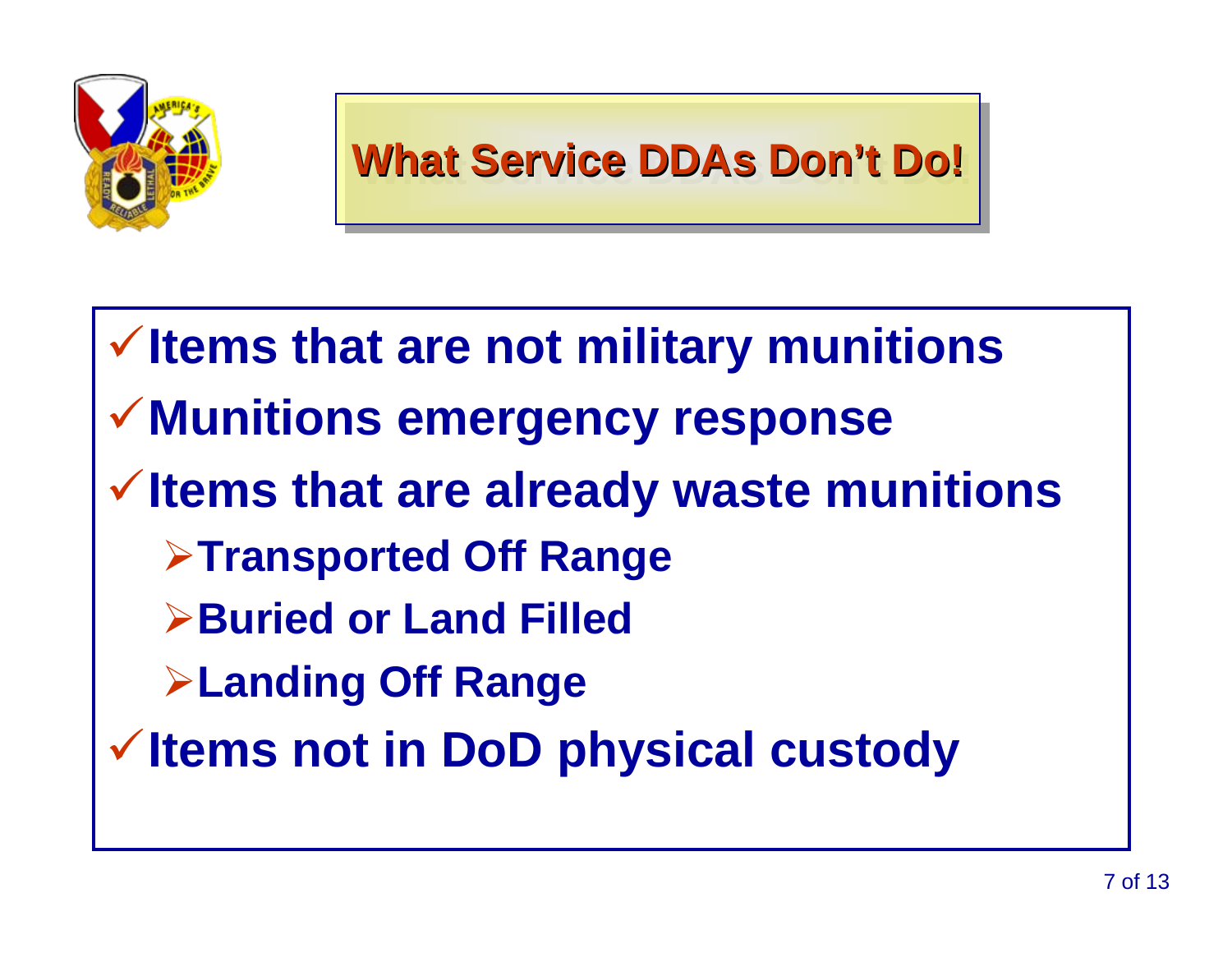# What Service DDAs Don't Do!

- ✓ **Items that are not military munitions**
- ✓ **Munitions emergency response**
- ✓ **Items that are already waste munitions**
  - **Transported Off Range**
  - **Buried or Land Filled**
  - **Landing Off Range**
- ✓ **Items not in DoD physical custody**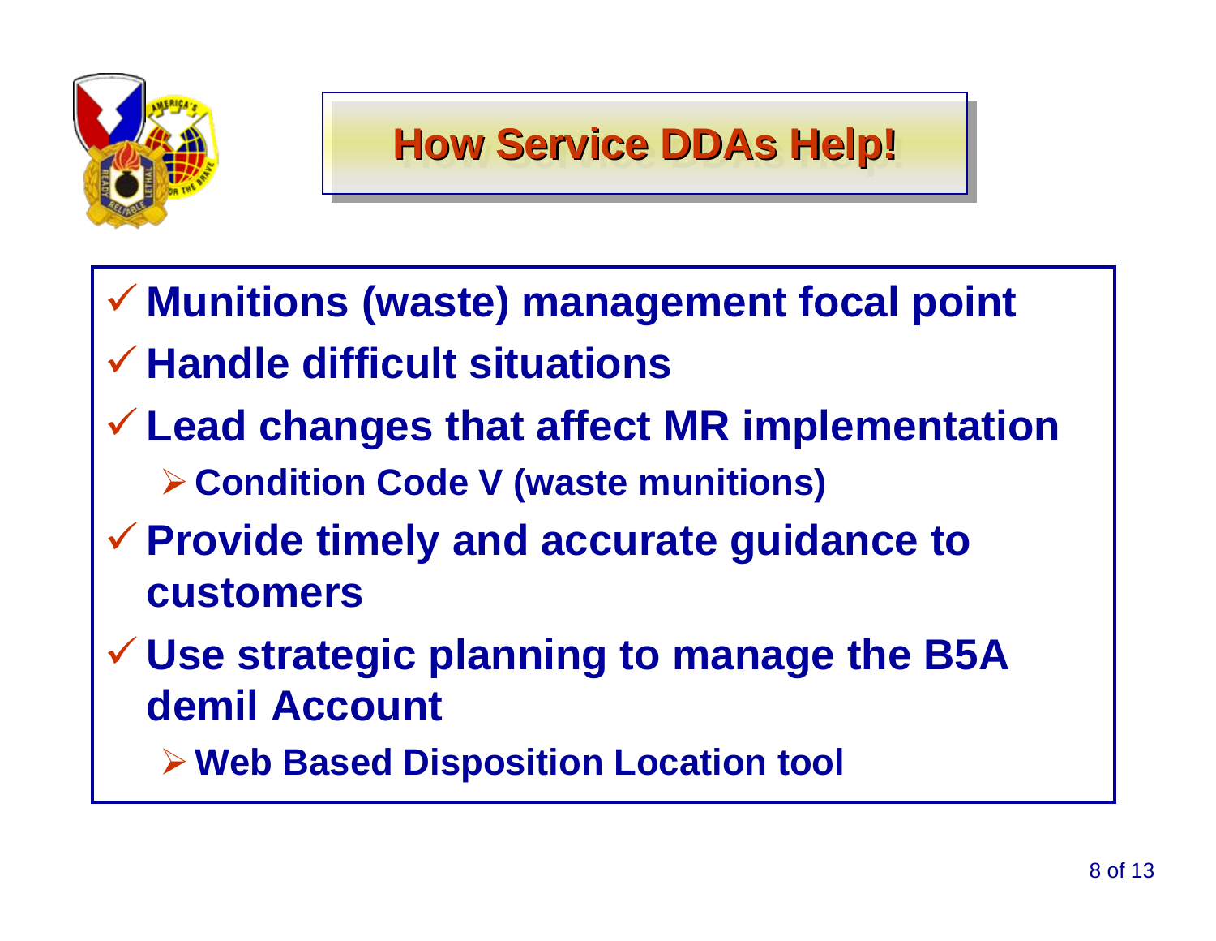# How Service DDAs Help!

- Munitions (waste) management focal point
- Handle difficult situations
- Lead changes that affect MR implementation
  - Condition Code V (waste munitions)
- Provide timely and accurate guidance to customers
- Use strategic planning to manage the B5A demil Account
  - Web Based Disposition Location tool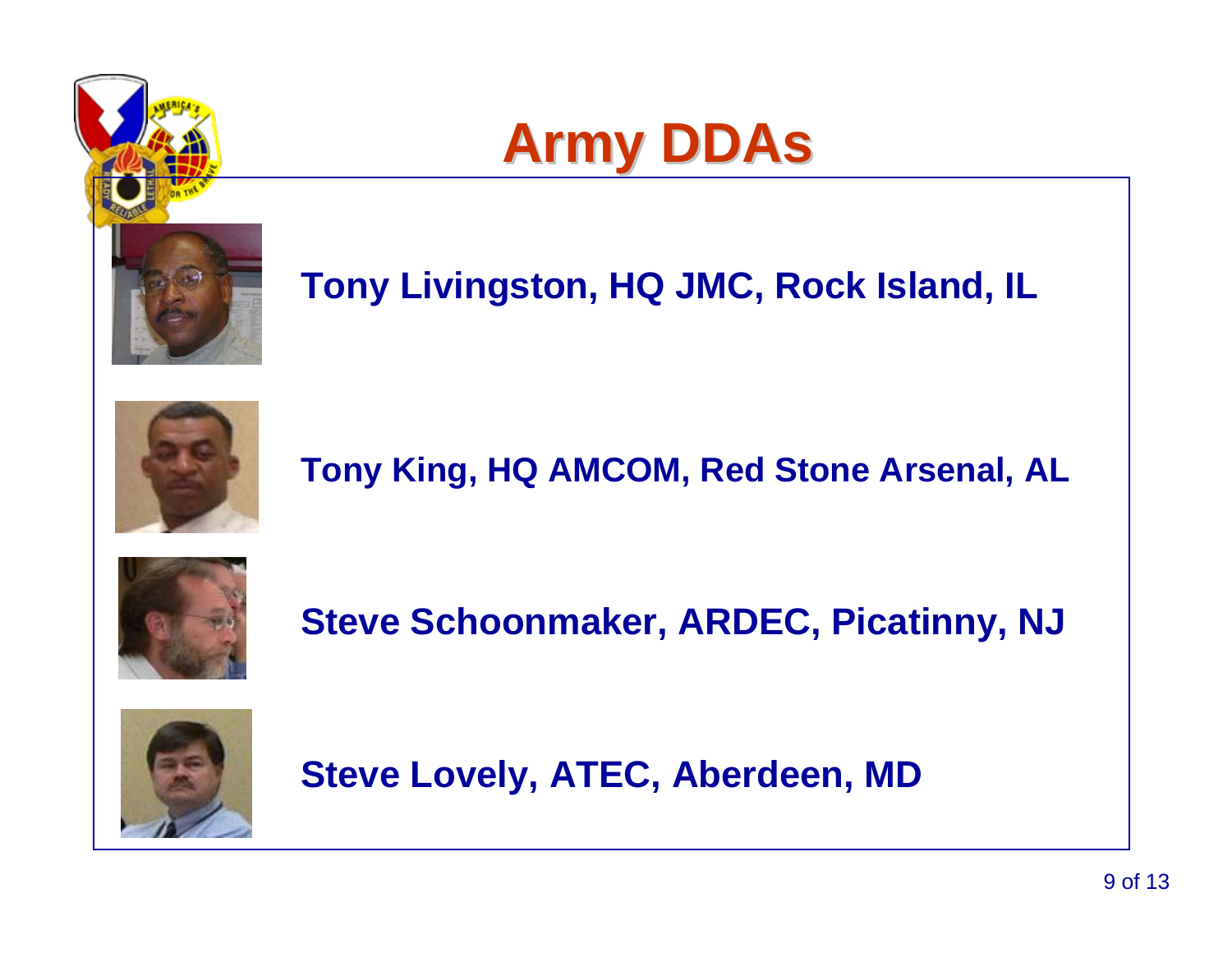# Army DDAs

**Tony Livingston, HQ JMC, Rock Island, IL**

**Tony King, HQ AMCOM, Red Stone Arsenal, AL**

**Steve Schoonmaker, ARDEC, Picatinny, NJ**

**Steve Lovely, ATEC, Aberdeen, MD**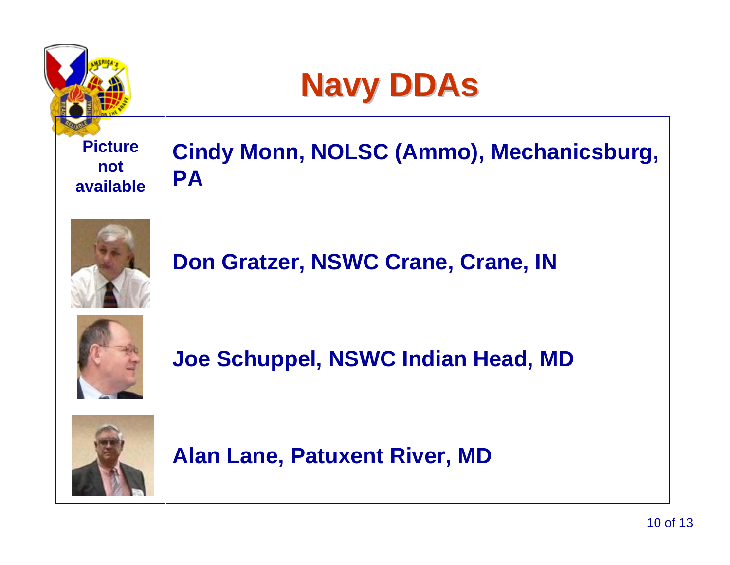# Navy DDAs

Picture not available

**Cindy Monn, NOLSC (Ammo), Mechanicsburg, PA**

**Don Gratzer, NSWC Crane, Crane, IN**

**Joe Schuppel, NSWC Indian Head, MD**

**Alan Lane, Patuxent River, MD**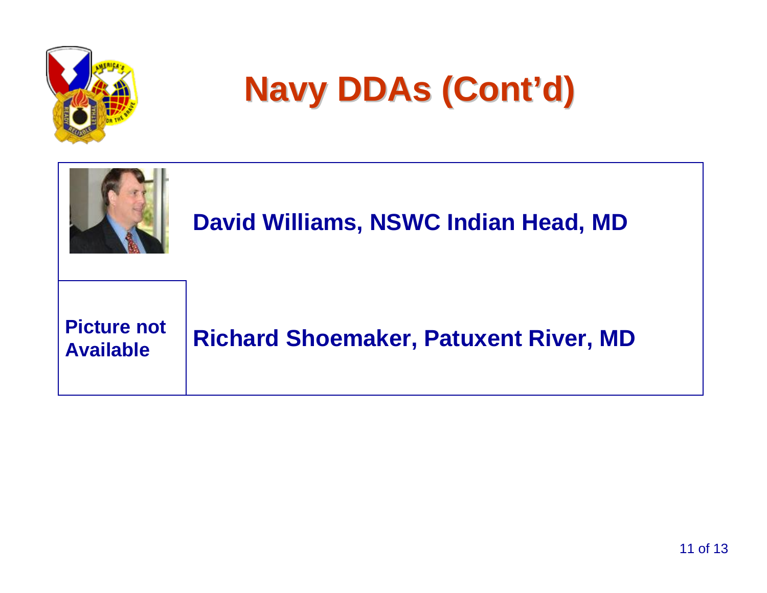# Navy DDAs (Cont'd)

| | |
|---|---|
| | **David Williams, NSWC Indian Head, MD** |
| **Picture not Available** | **Richard Shoemaker, Patuxent River, MD** |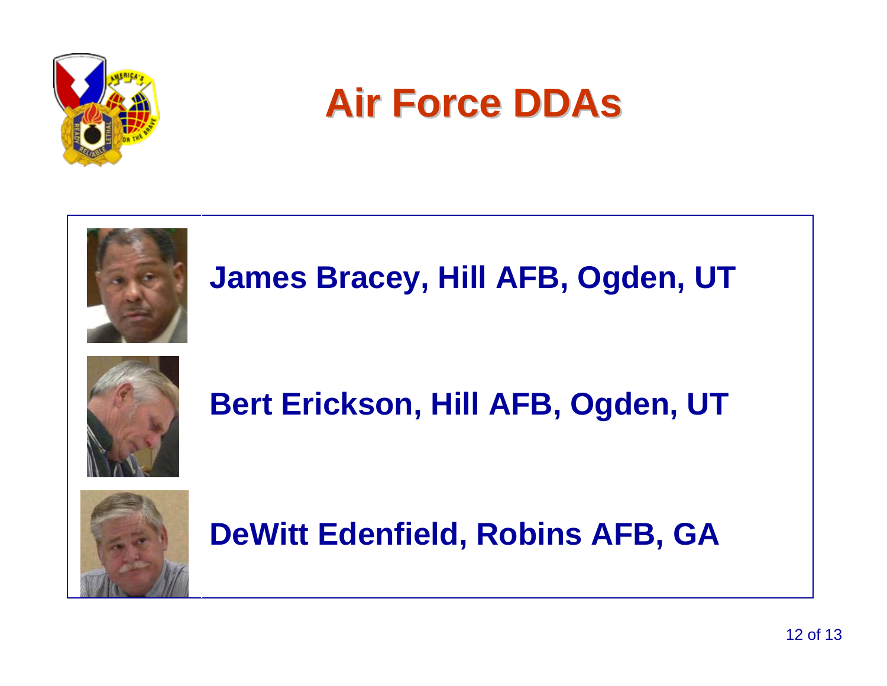# Air Force DDAs

**James Bracey, Hill AFB, Ogden, UT**

**Bert Erickson, Hill AFB, Ogden, UT**

**DeWitt Edenfield, Robins AFB, GA**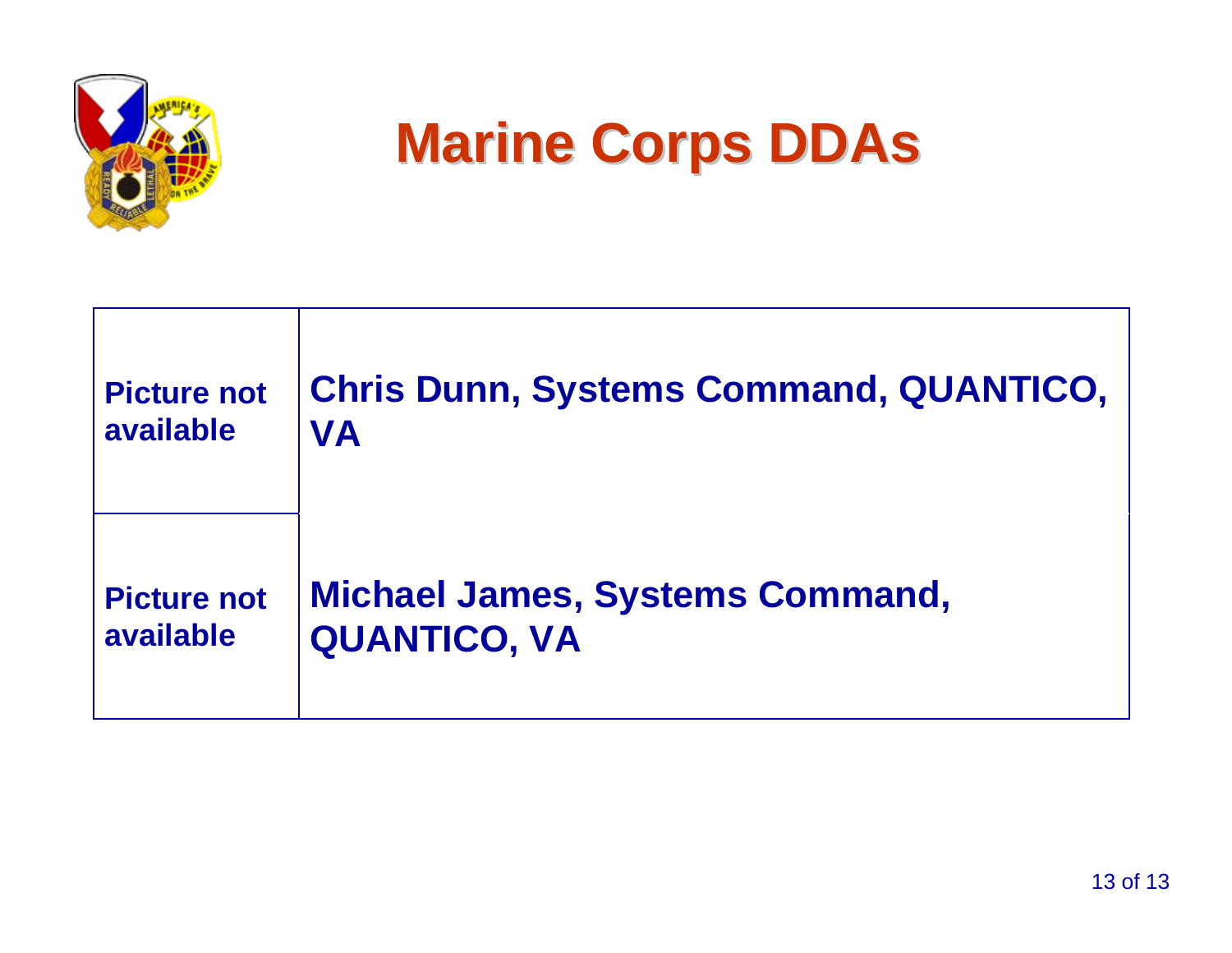# Marine Corps DDAs

| | |
|---|---|
| **Picture not available** | **Chris Dunn, Systems Command, QUANTICO, VA** |
| **Picture not available** | **Michael James, Systems Command, QUANTICO, VA** |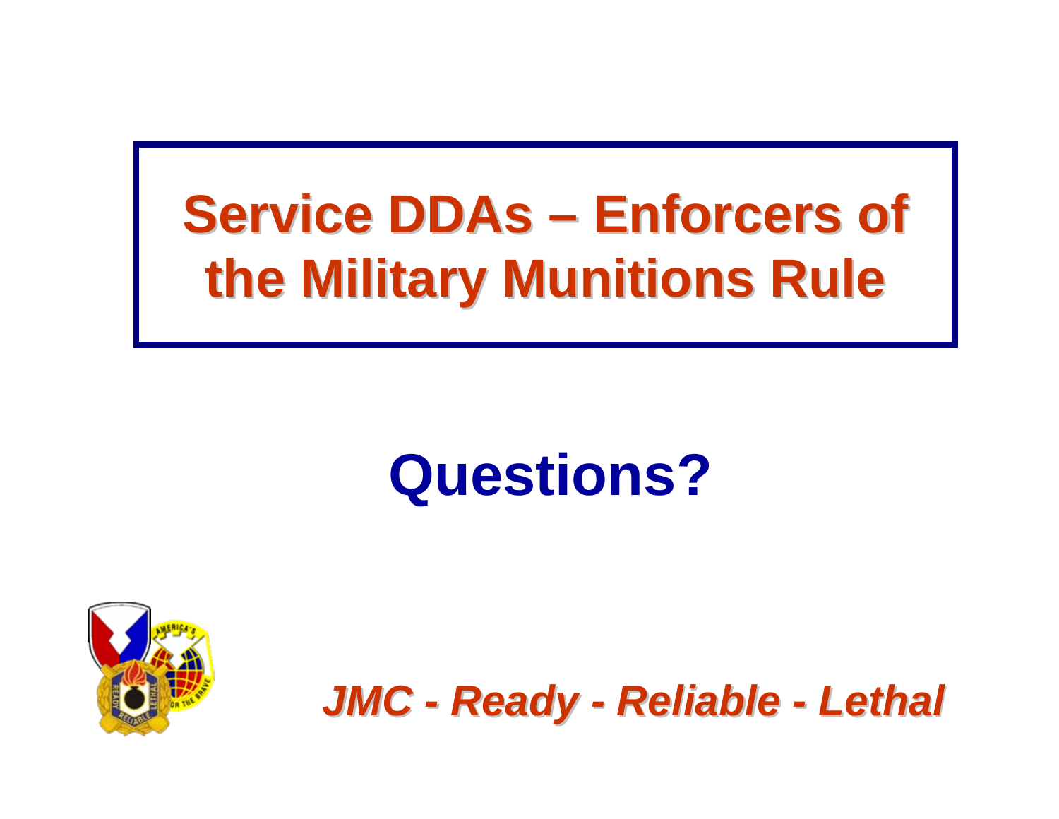# Service DDAs – Enforcers of the Military Munitions Rule

## Questions?

*JMC - Ready - Reliable - Lethal*